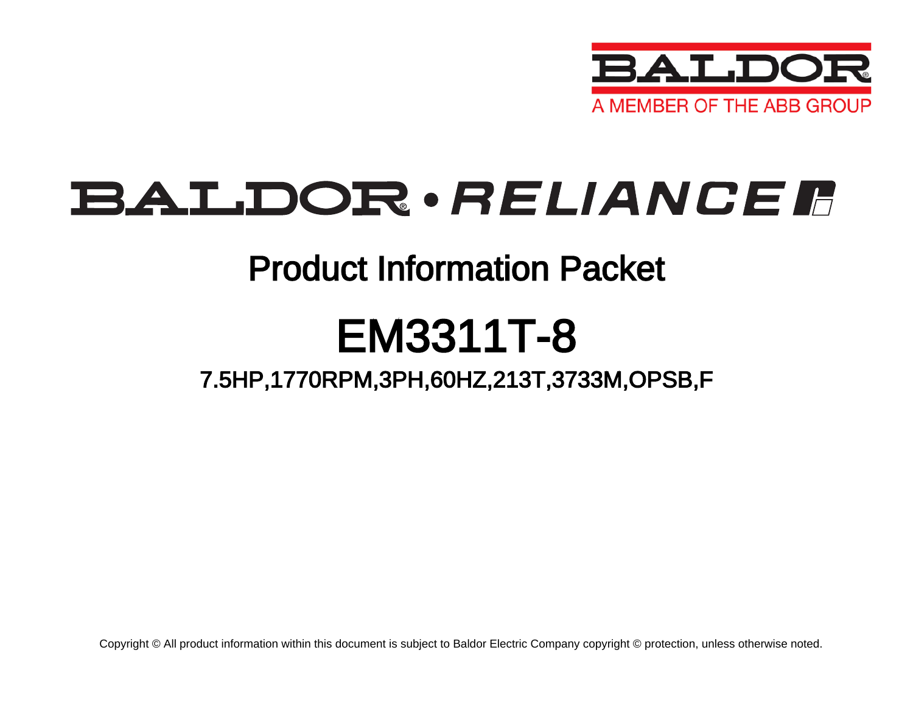BALDOR
A MEMBER OF THE ABB GROUP

BALDOR • RELIANCE

# Product Information Packet

# EM3311T-8

## 7.5HP,1770RPM,3PH,60HZ,213T,3733M,OPSB,F

Copyright © All product information within this document is subject to Baldor Electric Company copyright © protection, unless otherwise noted.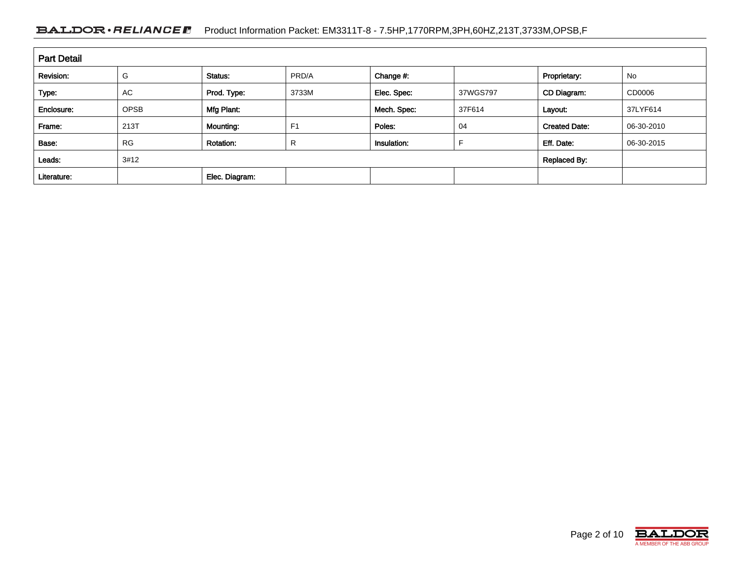## Part Detail

| Revision: | G | Status: | PRD/A | Change #: | | Proprietary: | No |
|---|---|---|---|---|---|---|---|
| Type: | AC | Prod. Type: | 3733M | Elec. Spec: | 37WGS797 | CD Diagram: | CD0006 |
| Enclosure: | OPSB | Mfg Plant: | | Mech. Spec: | 37F614 | Layout: | 37LYF614 |
| Frame: | 213T | Mounting: | F1 | Poles: | 04 | Created Date: | 06-30-2010 |
| Base: | RG | Rotation: | R | Insulation: | F | Eff. Date: | 06-30-2015 |
| Leads: | 3#12 | | | | | Replaced By: | |
| Literature: | | Elec. Diagram: | | | | | |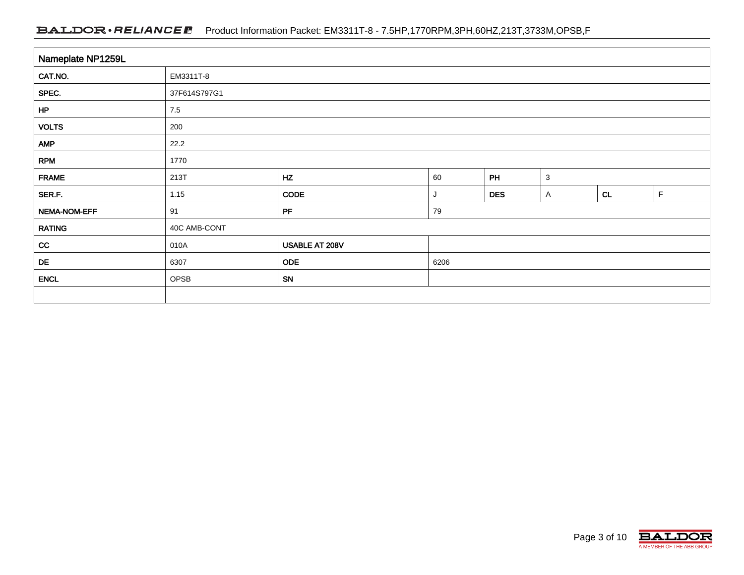## Nameplate NP1259L

| | | | | | | | |
|---|---|---|---|---|---|---|---|
| CAT.NO. | EM3311T-8 | | | | | | |
| SPEC. | 37F614S797G1 | | | | | | |
| HP | 7.5 | | | | | | |
| VOLTS | 200 | | | | | | |
| AMP | 22.2 | | | | | | |
| RPM | 1770 | | | | | | |
| FRAME | 213T | HZ | 60 | PH | 3 | | |
| SER.F. | 1.15 | CODE | J | DES | A | CL | F |
| NEMA-NOM-EFF | 91 | PF | 79 | | | | |
| RATING | 40C AMB-CONT | | | | | | |
| CC | 010A | USABLE AT 208V | | | | | |
| DE | 6307 | ODE | 6206 | | | | |
| ENCL | OPSB | SN | | | | | |
| | | | | | | | |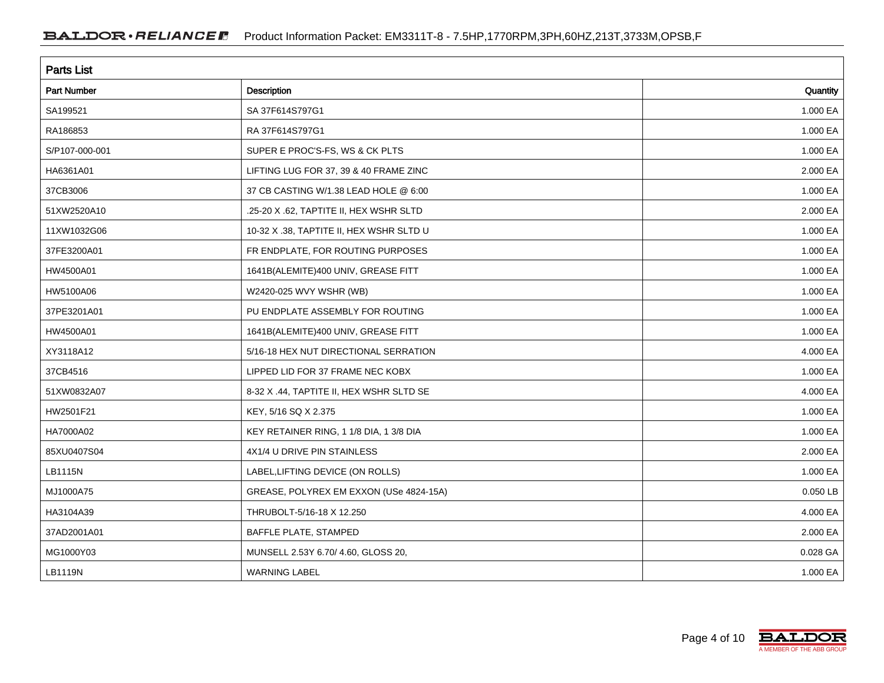## Parts List

| Part Number | Description | Quantity |
|---|---|---|
| SA199521 | SA 37F614S797G1 | 1.000 EA |
| RA186853 | RA 37F614S797G1 | 1.000 EA |
| S/P107-000-001 | SUPER E PROC'S-FS, WS & CK PLTS | 1.000 EA |
| HA6361A01 | LIFTING LUG FOR 37, 39 & 40 FRAME ZINC | 2.000 EA |
| 37CB3006 | 37 CB CASTING W/1.38 LEAD HOLE @ 6:00 | 1.000 EA |
| 51XW2520A10 | .25-20 X .62, TAPTITE II, HEX WSHR SLTD | 2.000 EA |
| 11XW1032G06 | 10-32 X .38, TAPTITE II, HEX WSHR SLTD U | 1.000 EA |
| 37FE3200A01 | FR ENDPLATE, FOR ROUTING PURPOSES | 1.000 EA |
| HW4500A01 | 1641B(ALEMITE)400 UNIV, GREASE FITT | 1.000 EA |
| HW5100A06 | W2420-025 WVY WSHR (WB) | 1.000 EA |
| 37PE3201A01 | PU ENDPLATE ASSEMBLY FOR ROUTING | 1.000 EA |
| HW4500A01 | 1641B(ALEMITE)400 UNIV, GREASE FITT | 1.000 EA |
| XY3118A12 | 5/16-18 HEX NUT DIRECTIONAL SERRATION | 4.000 EA |
| 37CB4516 | LIPPED LID FOR 37 FRAME NEC KOBX | 1.000 EA |
| 51XW0832A07 | 8-32 X .44, TAPTITE II, HEX WSHR SLTD SE | 4.000 EA |
| HW2501F21 | KEY, 5/16 SQ X 2.375 | 1.000 EA |
| HA7000A02 | KEY RETAINER RING, 1 1/8 DIA, 1 3/8 DIA | 1.000 EA |
| 85XU0407S04 | 4X1/4 U DRIVE PIN STAINLESS | 2.000 EA |
| LB1115N | LABEL,LIFTING DEVICE (ON ROLLS) | 1.000 EA |
| MJ1000A75 | GREASE, POLYREX EM EXXON (USe 4824-15A) | 0.050 LB |
| HA3104A39 | THRUBOLT-5/16-18 X 12.250 | 4.000 EA |
| 37AD2001A01 | BAFFLE PLATE, STAMPED | 2.000 EA |
| MG1000Y03 | MUNSELL 2.53Y 6.70/ 4.60, GLOSS 20, | 0.028 GA |
| LB1119N | WARNING LABEL | 1.000 EA |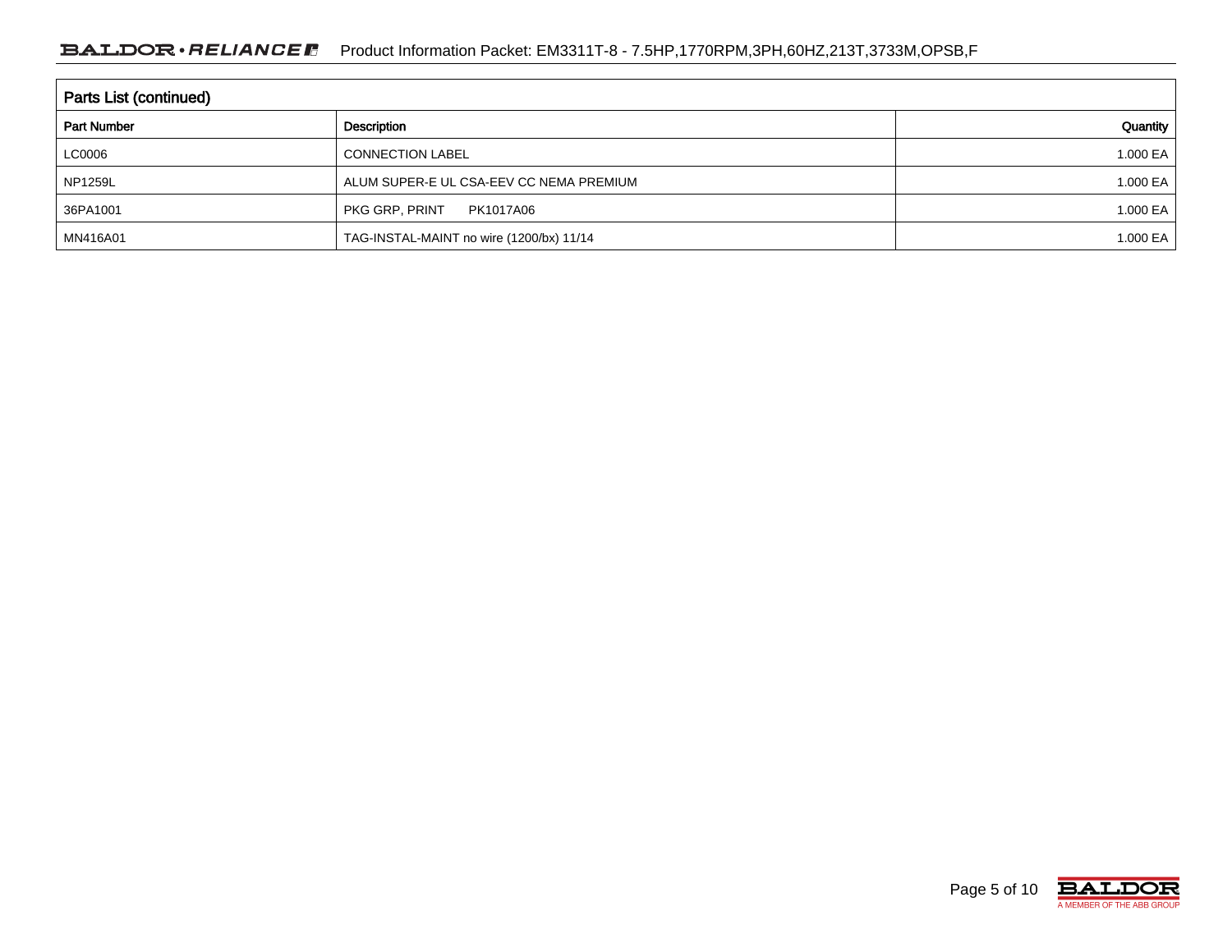## Parts List (continued)

| Part Number | Description | Quantity |
|---|---|---|
| LC0006 | CONNECTION LABEL | 1.000 EA |
| NP1259L | ALUM SUPER-E UL CSA-EEV CC NEMA PREMIUM | 1.000 EA |
| 36PA1001 | PKG GRP, PRINT PK1017A06 | 1.000 EA |
| MN416A01 | TAG-INSTAL-MAINT no wire (1200/bx) 11/14 | 1.000 EA |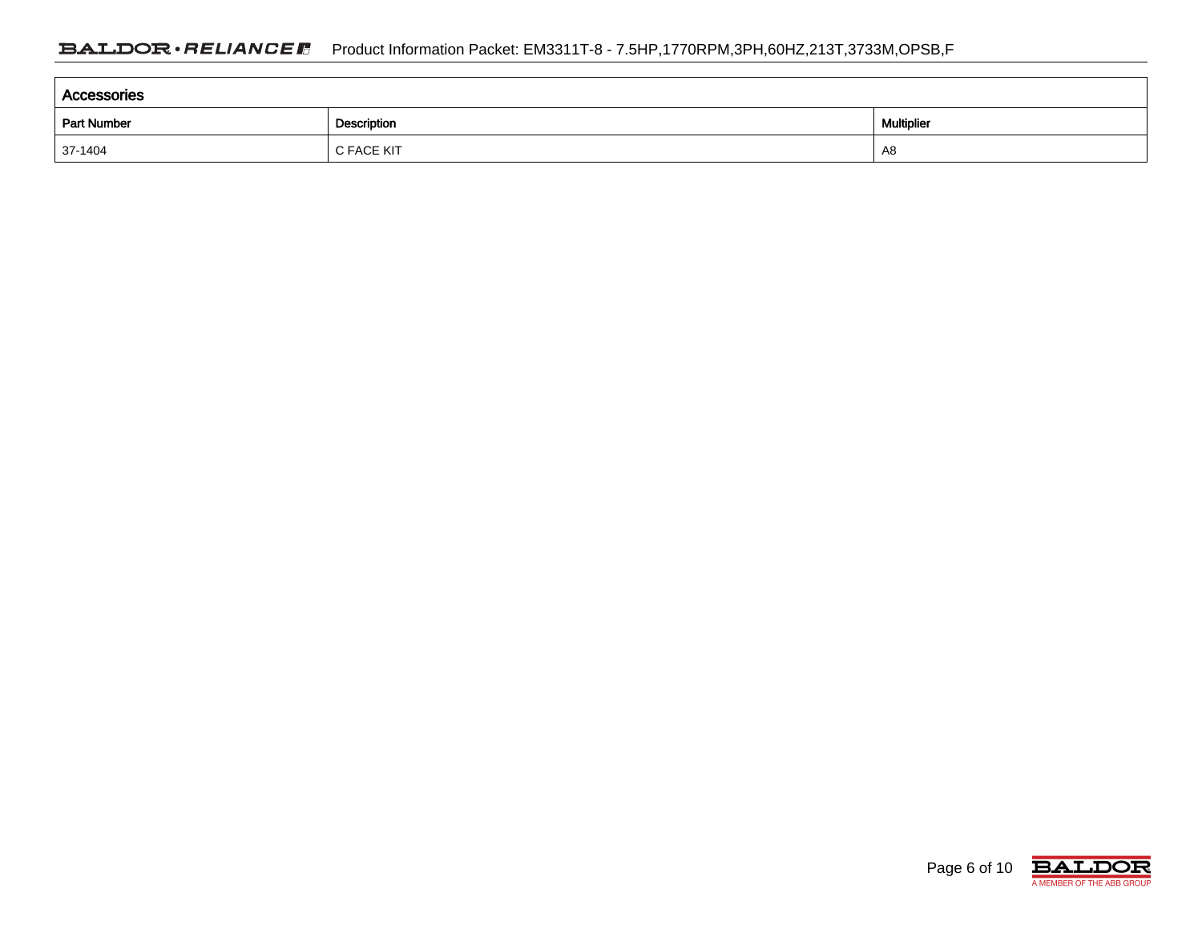## Accessories

| Part Number | Description | Multiplier |
|---|---|---|
| 37-1404 | C FACE KIT | A8 |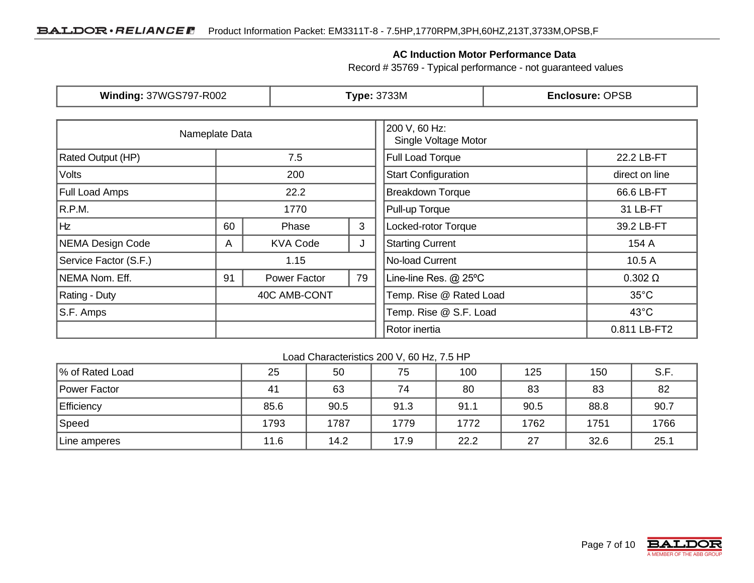## AC Induction Motor Performance Data

Record # 35769 - Typical performance - not guaranteed values

| **Winding:** 37WGS797-R002 | **Type:** 3733M | **Enclosure:** OPSB |
|---|---|---|

| Nameplate Data | | | | 200 V, 60 Hz: Single Voltage Motor | |
|---|---|---|---|---|---|
| Rated Output (HP) | 7.5 | | | Full Load Torque | 22.2 LB-FT |
| Volts | 200 | | | Start Configuration | direct on line |
| Full Load Amps | 22.2 | | | Breakdown Torque | 66.6 LB-FT |
| R.P.M. | 1770 | | | Pull-up Torque | 31 LB-FT |
| Hz | 60 | Phase | 3 | Locked-rotor Torque | 39.2 LB-FT |
| NEMA Design Code | A | KVA Code | J | Starting Current | 154 A |
| Service Factor (S.F.) | 1.15 | | | No-load Current | 10.5 A |
| NEMA Nom. Eff. | 91 | Power Factor | 79 | Line-line Res. @ 25ºC | 0.302 Ω |
| Rating - Duty | 40C AMB-CONT | | | Temp. Rise @ Rated Load | 35°C |
| S.F. Amps | | | | Temp. Rise @ S.F. Load | 43°C |
| | | | | Rotor inertia | 0.811 LB-FT2 |

Load Characteristics 200 V, 60 Hz, 7.5 HP

| % of Rated Load | 25 | 50 | 75 | 100 | 125 | 150 | S.F. |
|---|---|---|---|---|---|---|---|
| Power Factor | 41 | 63 | 74 | 80 | 83 | 83 | 82 |
| Efficiency | 85.6 | 90.5 | 91.3 | 91.1 | 90.5 | 88.8 | 90.7 |
| Speed | 1793 | 1787 | 1779 | 1772 | 1762 | 1751 | 1766 |
| Line amperes | 11.6 | 14.2 | 17.9 | 22.2 | 27 | 32.6 | 25.1 |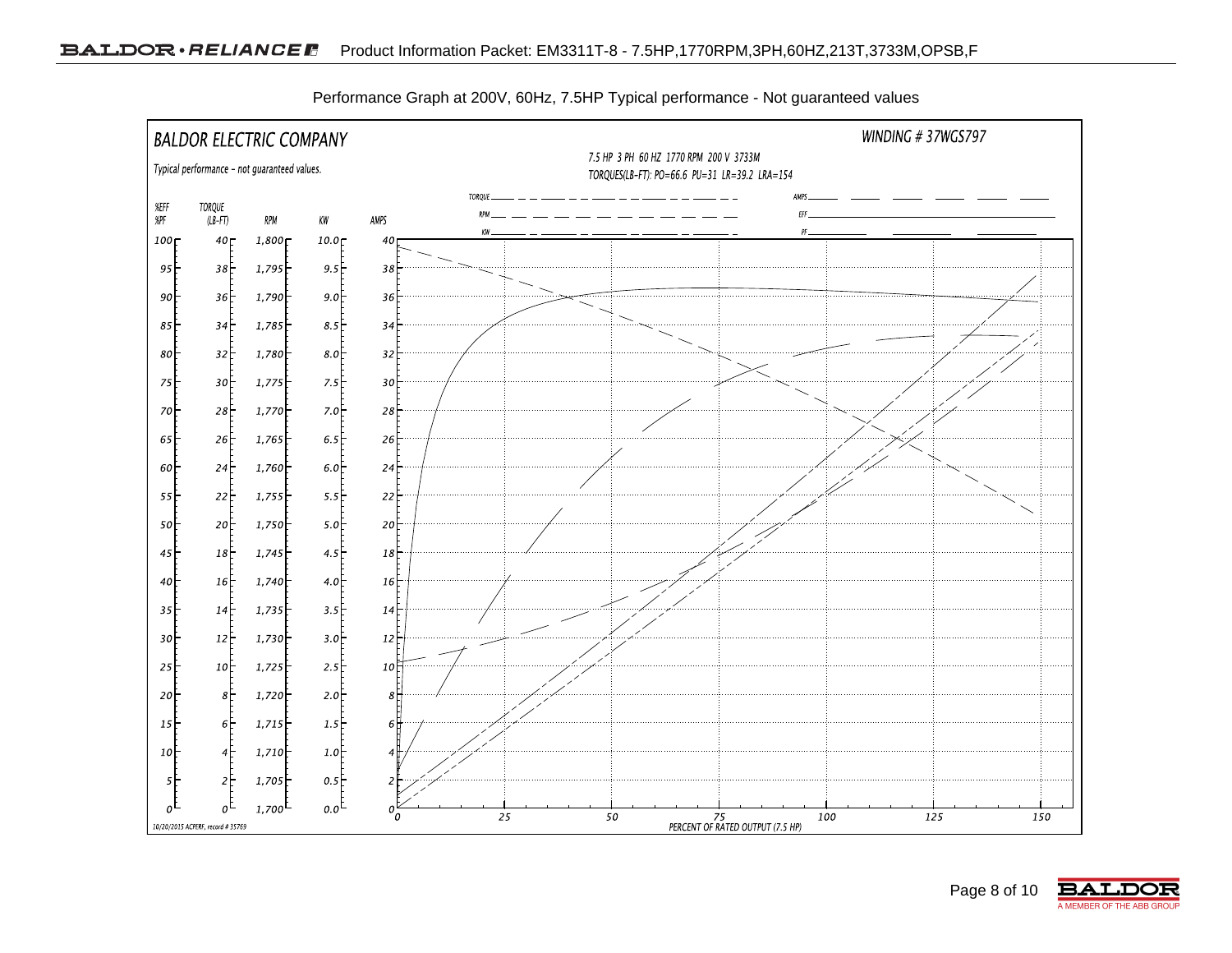Performance Graph at 200V, 60Hz, 7.5HP Typical performance - Not guaranteed values

BALDOR ELECTRIC COMPANY

Typical performance - not guaranteed values.

WINDING # 37WGS797

7.5 HP 3 PH 60 HZ 1770 RPM 200 V 3733M

TORQUES(LB-FT): PO=66.6 PU=31 LR=39.2 LRA=154

TORQUE, RPM, KW, AMPS, EFF, PF

%EFF %PF | TORQUE (LB-FT) | RPM | KW | AMPS

PERCENT OF RATED OUTPUT (7.5 HP)

10/20/2015 ACPERF, record # 35769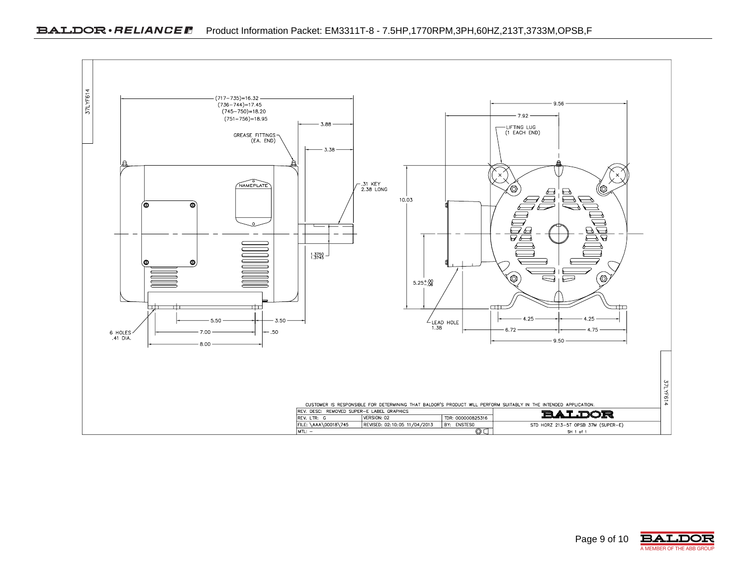# Product Information Packet: EM3311T-8 - 7.5HP,1770RPM,3PH,60HZ,213T,3733M,OPSB,F

37LYF614

(717–735)=16.32
(736–744)=17.45
(745–750)=18.20
(751–756)=18.95

GREASE FITTINGS (EA. END)

3.88

3.38

NAMEPLATE

.31 KEY 2.38 LONG

1.3750
1.3745

5.50 — 3.50

6 HOLES .41 DIA.

7.00 — .50

8.00

9.56

7.92

LIFTING LUG (1 EACH END)

10.03

$5.25^{+.00}_{-.06}$

LEAD HOLE 1.38

4.25 — 4.25

6.72 — 4.75

9.50

CUSTOMER IS RESPONSIBLE FOR DETERMINING THAT BALDOR'S PRODUCT WILL PERFORM SUITABLY IN THE INTENDED APPLICATION.

| REV. DESC: REMOVED SUPER-E LABEL GRAPHICS | | | BALDOR |
|---|---|---|---|
| REV. LTR: G | VERSION: 02 | TDR: 000000825316 | |
| FILE: \AAA\00018\745 | REVISED: 02:10:05 11/04/2013 | BY: ENSTESO | STD HORZ 213-5T OPSB 37M (SUPER-E) |
| MTL: – | | | SH 1 of 1 |

37LYF614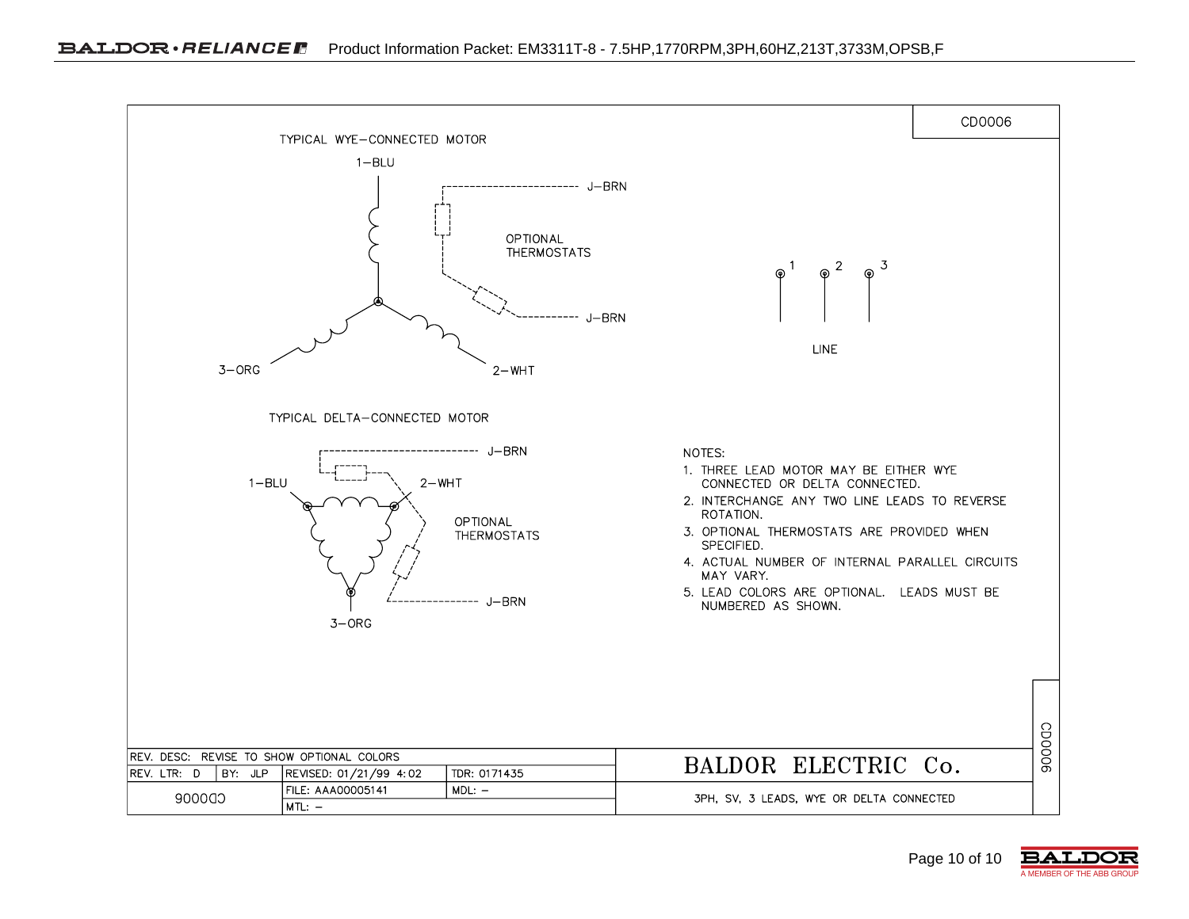CD0006

TYPICAL WYE–CONNECTED MOTOR

1–BLU

J–BRN

OPTIONAL THERMOSTATS

J–BRN

3–ORG

2–WHT

1 2 3

LINE

TYPICAL DELTA–CONNECTED MOTOR

J–BRN

1–BLU

2–WHT

OPTIONAL THERMOSTATS

J–BRN

3–ORG

NOTES:

1. THREE LEAD MOTOR MAY BE EITHER WYE CONNECTED OR DELTA CONNECTED.
2. INTERCHANGE ANY TWO LINE LEADS TO REVERSE ROTATION.
3. OPTIONAL THERMOSTATS ARE PROVIDED WHEN SPECIFIED.
4. ACTUAL NUMBER OF INTERNAL PARALLEL CIRCUITS MAY VARY.
5. LEAD COLORS ARE OPTIONAL. LEADS MUST BE NUMBERED AS SHOWN.

| | | | | |
|---|---|---|---|---|
| REV. DESC: REVISE TO SHOW OPTIONAL COLORS | | | | BALDOR ELECTRIC Co. |
| REV. LTR: D | BY: JLP | REVISED: 01/21/99 4:02 | TDR: 0171435 | |
| CD0006 | | FILE: AAA00005141 | MDL: – | 3PH, SV, 3 LEADS, WYE OR DELTA CONNECTED |
| | | MTL: – | | |

CD0006